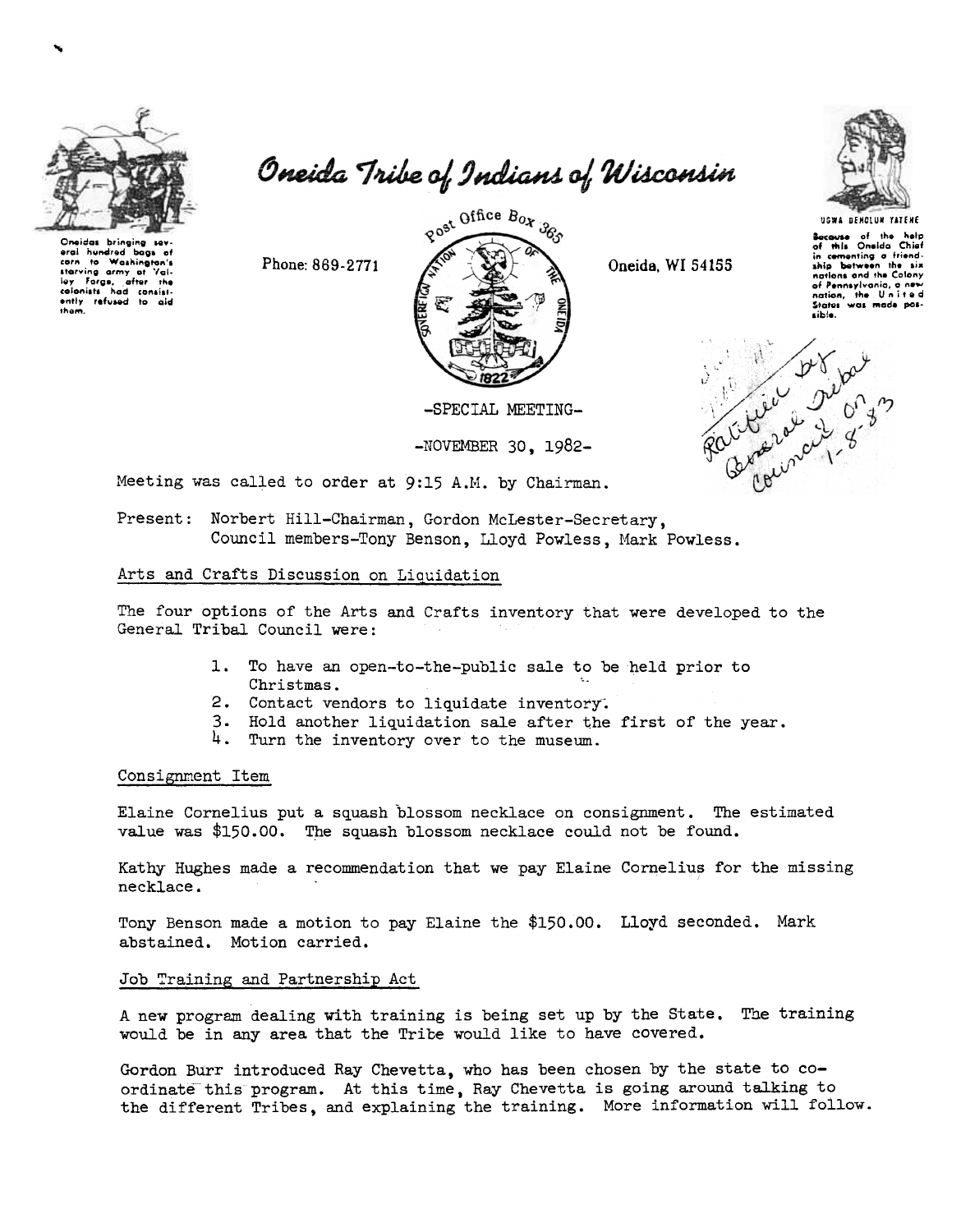# Oneida Tribe of Indians of Wisconsin

Oneidas bringing several hundred bags of corn to Washington's starving army at Valley Forge, after the colonists had consistently refused to aid them.

Phone: 869-2771

Post Office Box 365

Oneida, WI 54155

UGWA DEHOLUH YATEHE

Because of the help of this Oneida Chief in cementing a friendship between the six nations and the Colony of Pennsylvania, a new nation, the United States was made possible.

Ratified by General Tribal Council on 1-8-83

-SPECIAL MEETING-

-NOVEMBER 30, 1982-

Meeting was called to order at 9:15 A.M. by Chairman.

Present: Norbert Hill-Chairman, Gordon McLester-Secretary, Council members-Tony Benson, Lloyd Powless, Mark Powless.

## Arts and Crafts Discussion on Liquidation

The four options of the Arts and Crafts inventory that were developed to the General Tribal Council were:

1. To have an open-to-the-public sale to be held prior to Christmas.
2. Contact vendors to liquidate inventory.
3. Hold another liquidation sale after the first of the year.
4. Turn the inventory over to the museum.

## Consignment Item

Elaine Cornelius put a squash blossom necklace on consignment. The estimated value was $150.00. The squash blossom necklace could not be found.

Kathy Hughes made a recommendation that we pay Elaine Cornelius for the missing necklace.

Tony Benson made a motion to pay Elaine the $150.00. Lloyd seconded. Mark abstained. Motion carried.

## Job Training and Partnership Act

A new program dealing with training is being set up by the State. The training would be in any area that the Tribe would like to have covered.

Gordon Burr introduced Ray Chevetta, who has been chosen by the state to co-ordinate this program. At this time, Ray Chevetta is going around talking to the different Tribes, and explaining the training. More information will follow.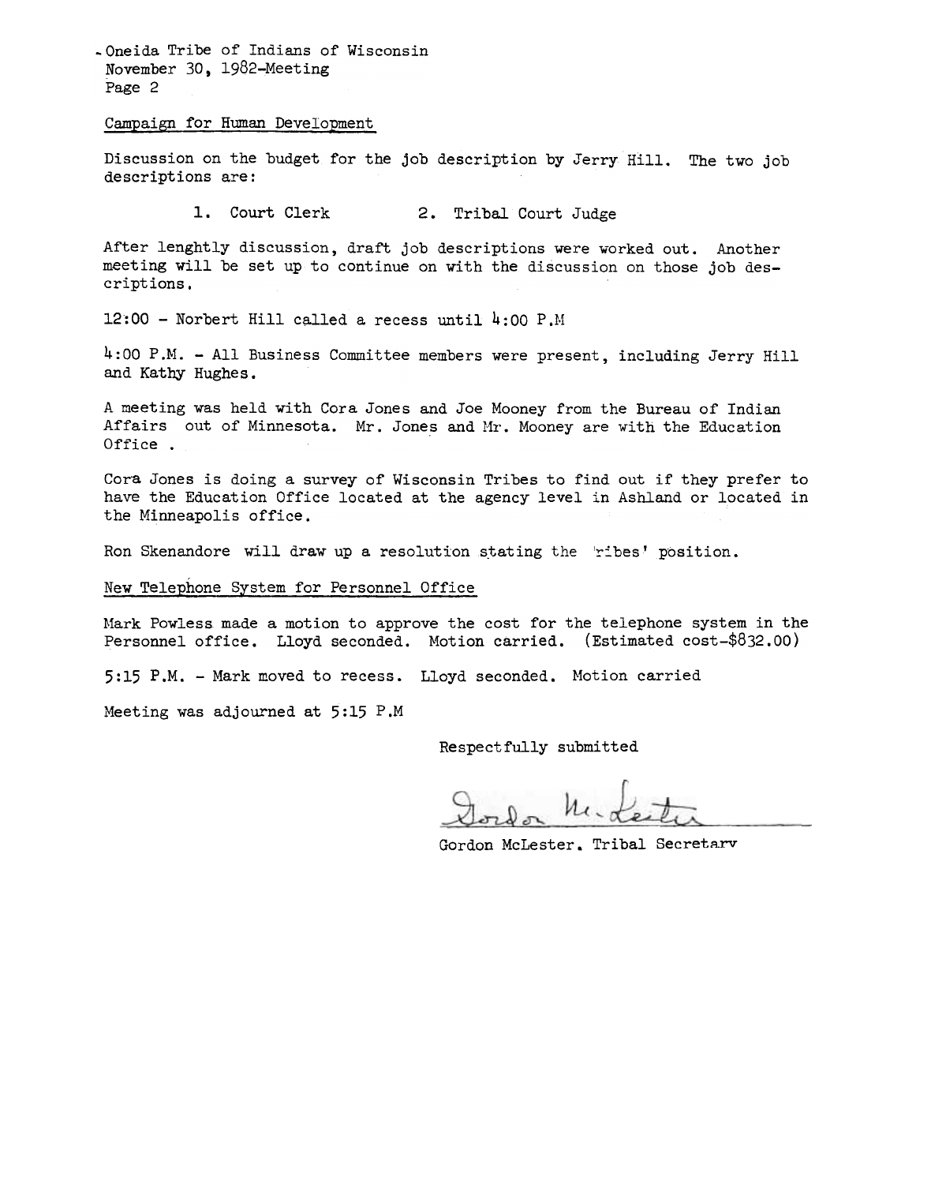Campaign for Human Development

Discussion on the budget for the job description by Jerry Hill. The two job descriptions are:

1. Court Clerk    2. Tribal Court Judge

After lenghtly discussion, draft job descriptions were worked out. Another meeting will be set up to continue on with the discussion on those job descriptions.

12:00 - Norbert Hill called a recess until 4:00 P.M

4:00 P.M. - All Business Committee members were present, including Jerry Hill and Kathy Hughes.

A meeting was held with Cora Jones and Joe Mooney from the Bureau of Indian Affairs out of Minnesota. Mr. Jones and Mr. Mooney are with the Education Office .

Cora Jones is doing a survey of Wisconsin Tribes to find out if they prefer to have the Education Office located at the agency level in Ashland or located in the Minneapolis office.

Ron Skenandore will draw up a resolution stating the 'ribes' position.

New Telephone System for Personnel Office

Mark Powless made a motion to approve the cost for the telephone system in the Personnel office. Lloyd seconded. Motion carried. (Estimated cost-$832.00)

5:15 P.M. - Mark moved to recess. Lloyd seconded. Motion carried

Meeting was adjourned at 5:15 P.M

Respectfully submitted

Gordon McLester, Tribal Secretary